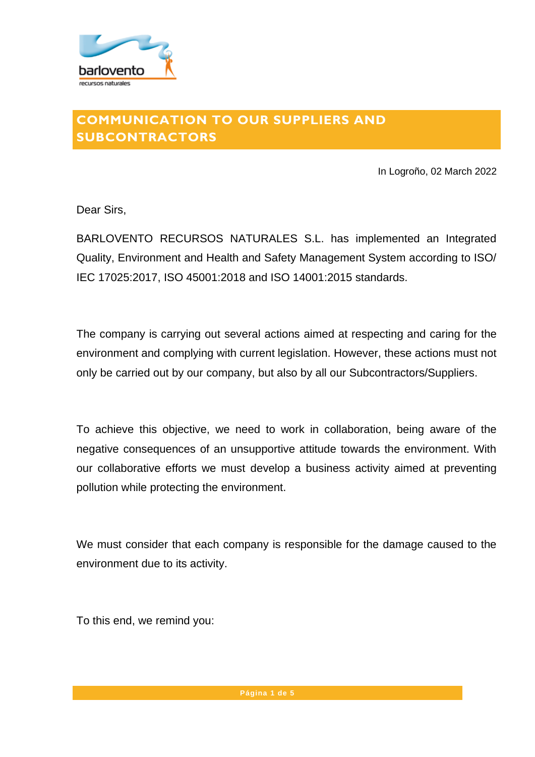# COMMUNICATION TO OUR SUPPLIERS AND SUBCONTRACTORS

In Logroño, 02 March 2022

Dear Sirs,

BARLOVENTO RECURSOS NATURALES S.L. has implemented an Integrated Quality, Environment and Health and Safety Management System according to ISO/ IEC 17025:2017, ISO 45001:2018 and ISO 14001:2015 standards.

The company is carrying out several actions aimed at respecting and caring for the environment and complying with current legislation. However, these actions must not only be carried out by our company, but also by all our Subcontractors/Suppliers.

To achieve this objective, we need to work in collaboration, being aware of the negative consequences of an unsupportive attitude towards the environment. With our collaborative efforts we must develop a business activity aimed at preventing pollution while protecting the environment.

We must consider that each company is responsible for the damage caused to the environment due to its activity.

To this end, we remind you: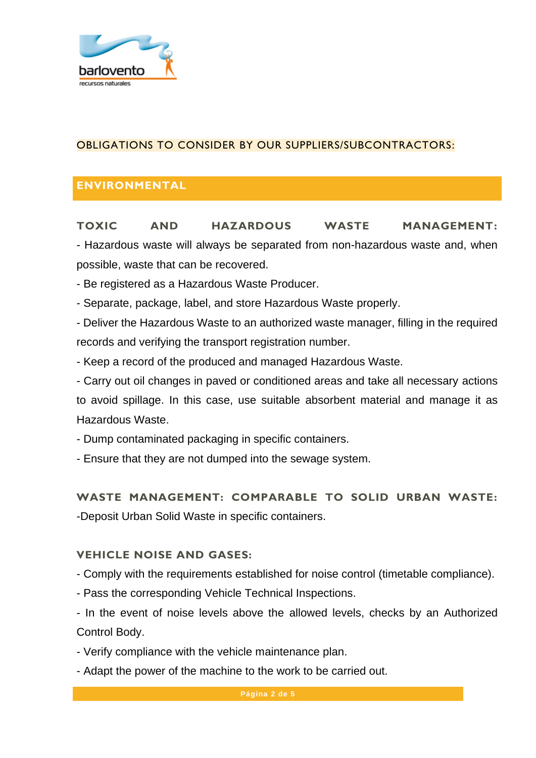OBLIGATIONS TO CONSIDER BY OUR SUPPLIERS/SUBCONTRACTORS:

## ENVIRONMENTAL

### TOXIC AND HAZARDOUS WASTE MANAGEMENT:

- Hazardous waste will always be separated from non-hazardous waste and, when possible, waste that can be recovered.
- Be registered as a Hazardous Waste Producer.
- Separate, package, label, and store Hazardous Waste properly.
- Deliver the Hazardous Waste to an authorized waste manager, filling in the required records and verifying the transport registration number.
- Keep a record of the produced and managed Hazardous Waste.
- Carry out oil changes in paved or conditioned areas and take all necessary actions to avoid spillage. In this case, use suitable absorbent material and manage it as Hazardous Waste.
- Dump contaminated packaging in specific containers.
- Ensure that they are not dumped into the sewage system.

### WASTE MANAGEMENT: COMPARABLE TO SOLID URBAN WASTE:

-Deposit Urban Solid Waste in specific containers.

### VEHICLE NOISE AND GASES:

- Comply with the requirements established for noise control (timetable compliance).
- Pass the corresponding Vehicle Technical Inspections.
- In the event of noise levels above the allowed levels, checks by an Authorized Control Body.
- Verify compliance with the vehicle maintenance plan.
- Adapt the power of the machine to the work to be carried out.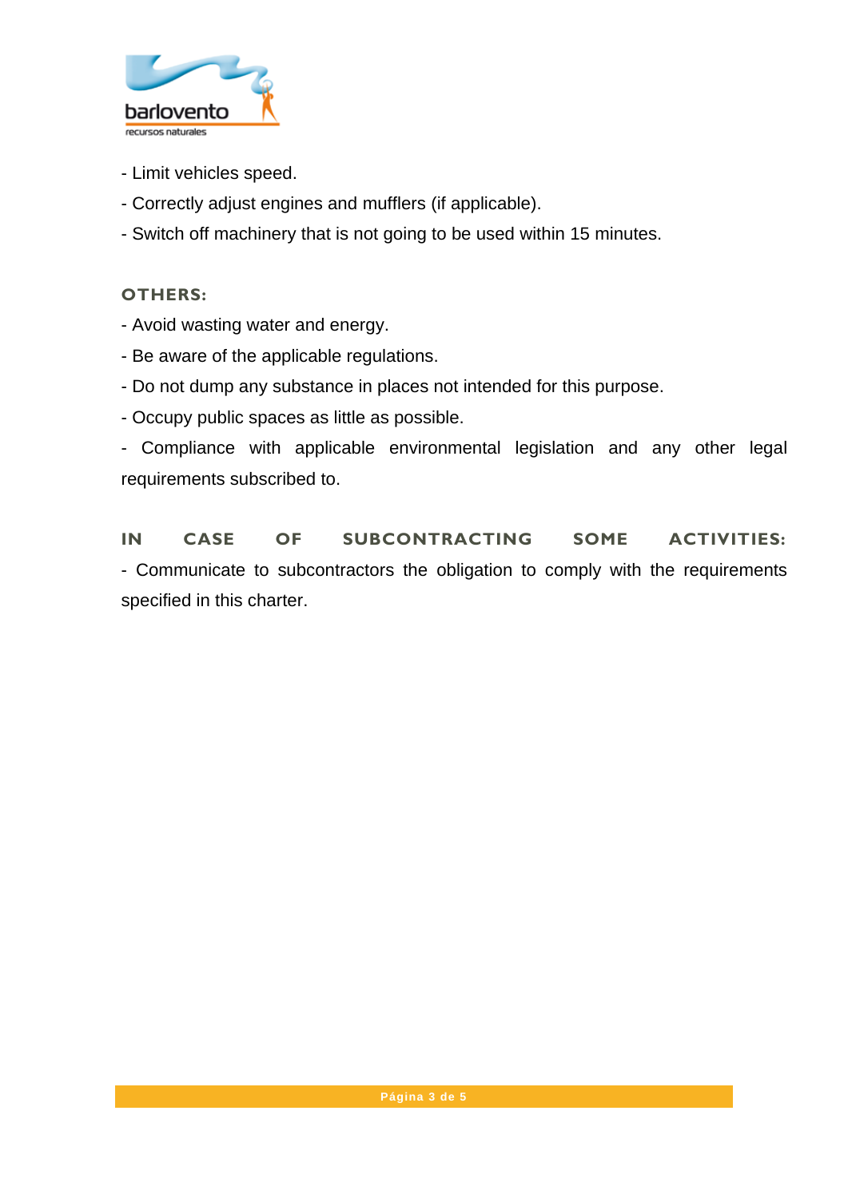- Limit vehicles speed.

- Correctly adjust engines and mufflers (if applicable).

- Switch off machinery that is not going to be used within 15 minutes.

**OTHERS:**

- Avoid wasting water and energy.

- Be aware of the applicable regulations.

- Do not dump any substance in places not intended for this purpose.

- Occupy public spaces as little as possible.

- Compliance with applicable environmental legislation and any other legal requirements subscribed to.

**IN CASE OF SUBCONTRACTING SOME ACTIVITIES:**

- Communicate to subcontractors the obligation to comply with the requirements specified in this charter.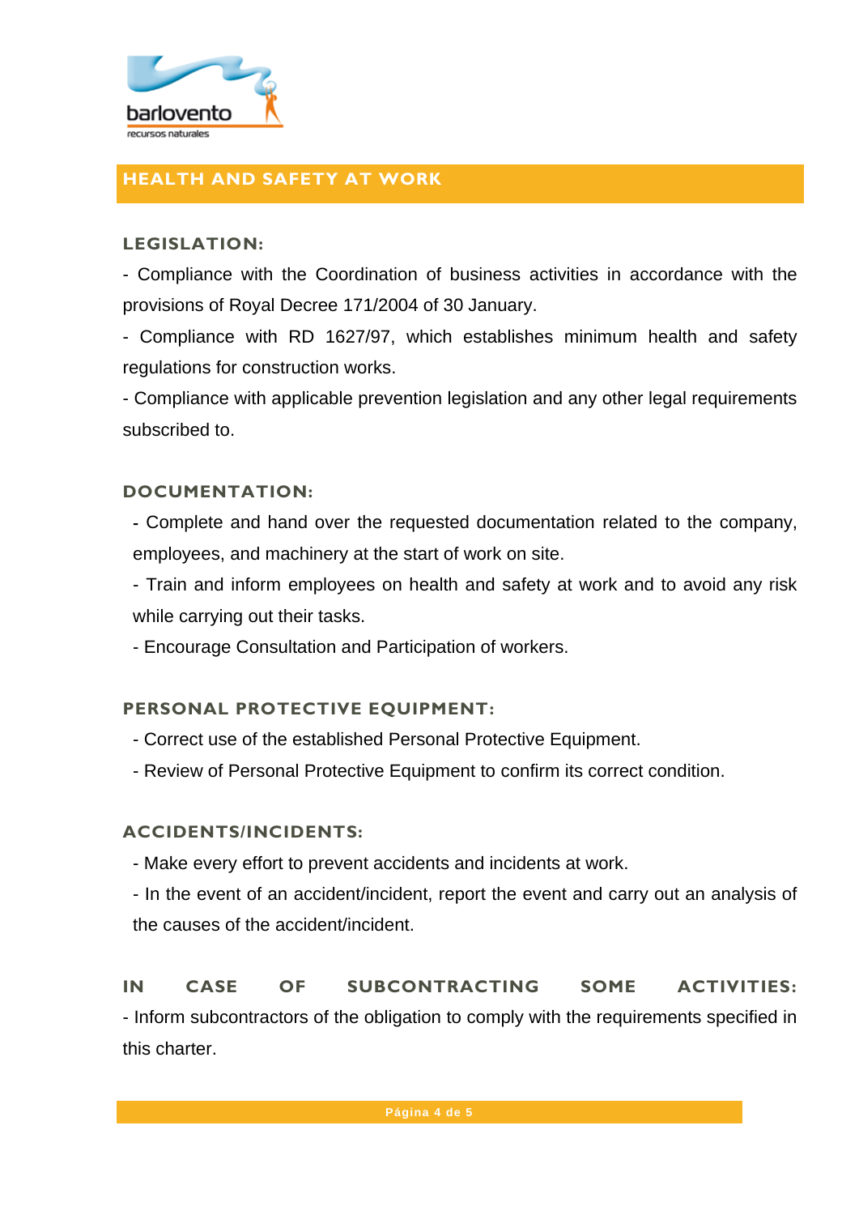## HEALTH AND SAFETY AT WORK

### LEGISLATION:

- Compliance with the Coordination of business activities in accordance with the provisions of Royal Decree 171/2004 of 30 January.
- Compliance with RD 1627/97, which establishes minimum health and safety regulations for construction works.
- Compliance with applicable prevention legislation and any other legal requirements subscribed to.

### DOCUMENTATION:

- Complete and hand over the requested documentation related to the company, employees, and machinery at the start of work on site.
- Train and inform employees on health and safety at work and to avoid any risk while carrying out their tasks.
- Encourage Consultation and Participation of workers.

### PERSONAL PROTECTIVE EQUIPMENT:

- Correct use of the established Personal Protective Equipment.
- Review of Personal Protective Equipment to confirm its correct condition.

### ACCIDENTS/INCIDENTS:

- Make every effort to prevent accidents and incidents at work.
- In the event of an accident/incident, report the event and carry out an analysis of the causes of the accident/incident.

### IN CASE OF SUBCONTRACTING SOME ACTIVITIES:

- Inform subcontractors of the obligation to comply with the requirements specified in this charter.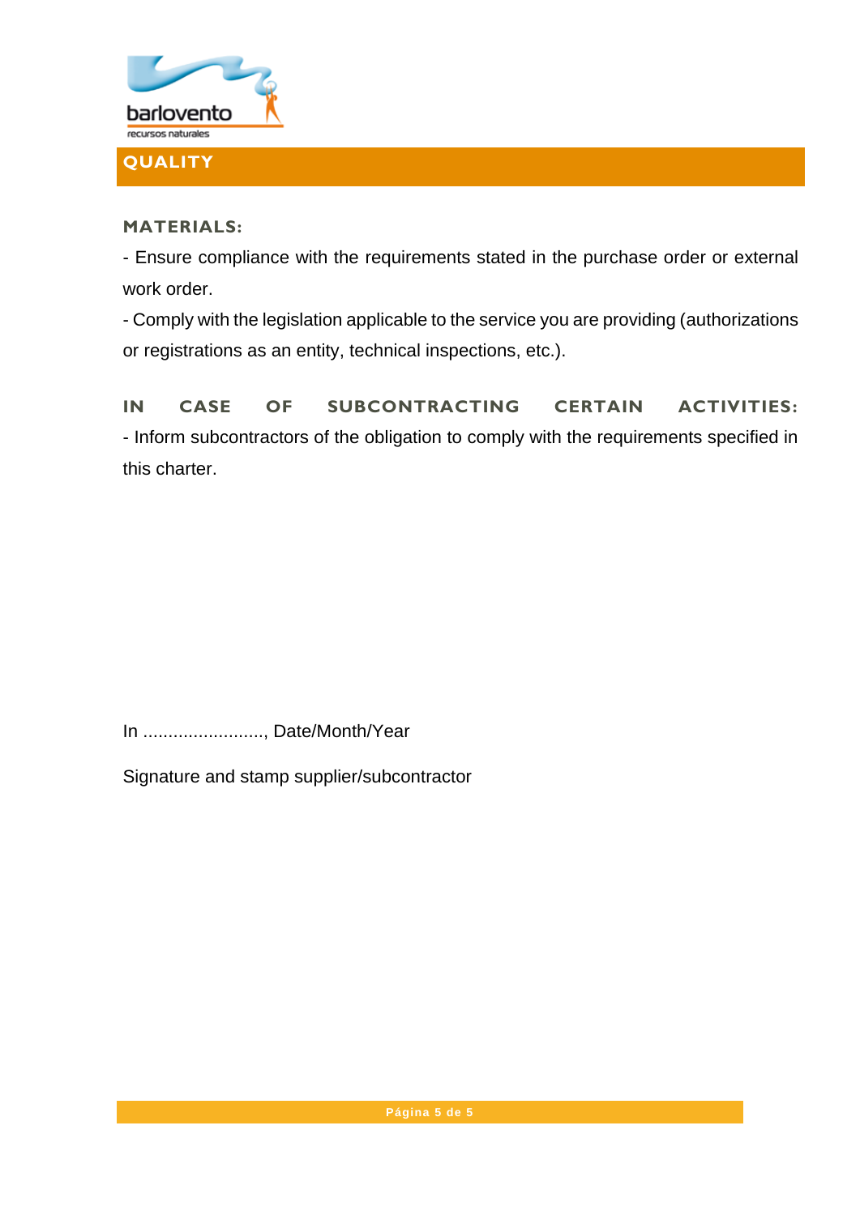## QUALITY

### MATERIALS:

- Ensure compliance with the requirements stated in the purchase order or external work order.
- Comply with the legislation applicable to the service you are providing (authorizations or registrations as an entity, technical inspections, etc.).

### IN CASE OF SUBCONTRACTING CERTAIN ACTIVITIES:

- Inform subcontractors of the obligation to comply with the requirements specified in this charter.

In ........................, Date/Month/Year

Signature and stamp supplier/subcontractor